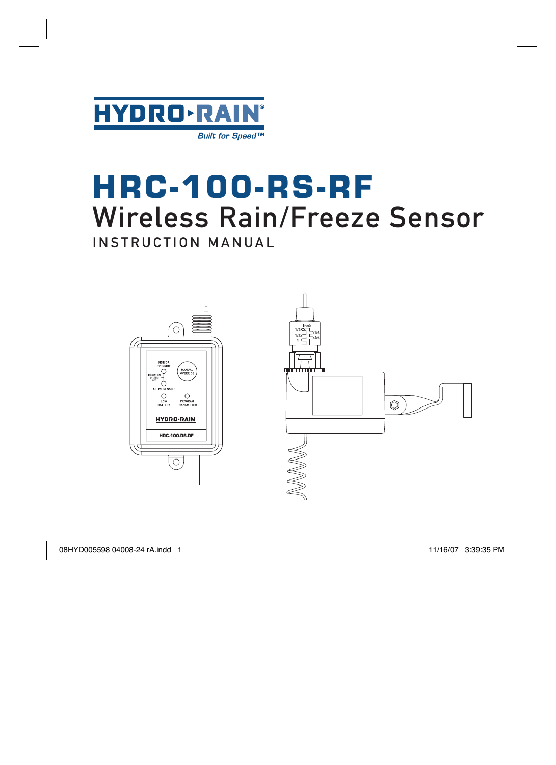HYDRO-RAIN®

*Built for Speed™*

# HRC-100-RS-RF

## Wireless Rain/Freeze Sensor

INSTRUCTION MANUAL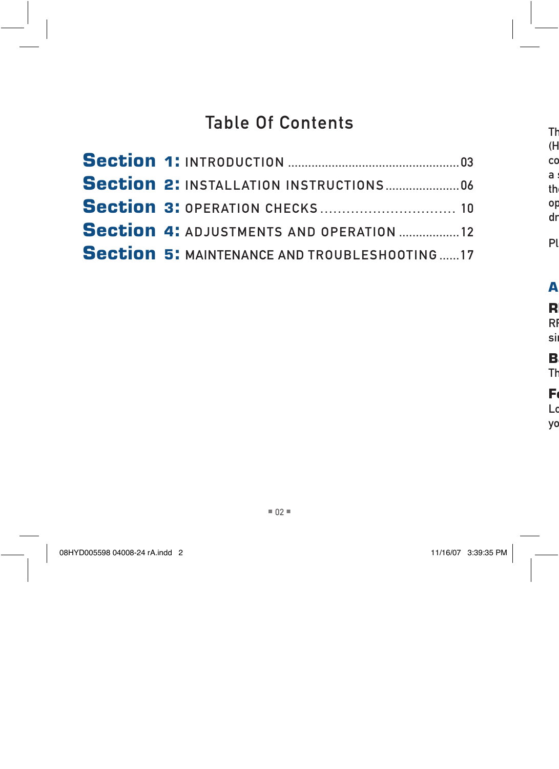# Table Of Contents

**Section 1:** INTRODUCTION ....................................................03

**Section 2:** INSTALLATION INSTRUCTIONS......................06

**Section 3:** OPERATION CHECKS ............................... 10

**Section 4:** ADJUSTMENTS AND OPERATION ..................12

**Section 5:** MAINTENANCE AND TROUBLESHOOTING......17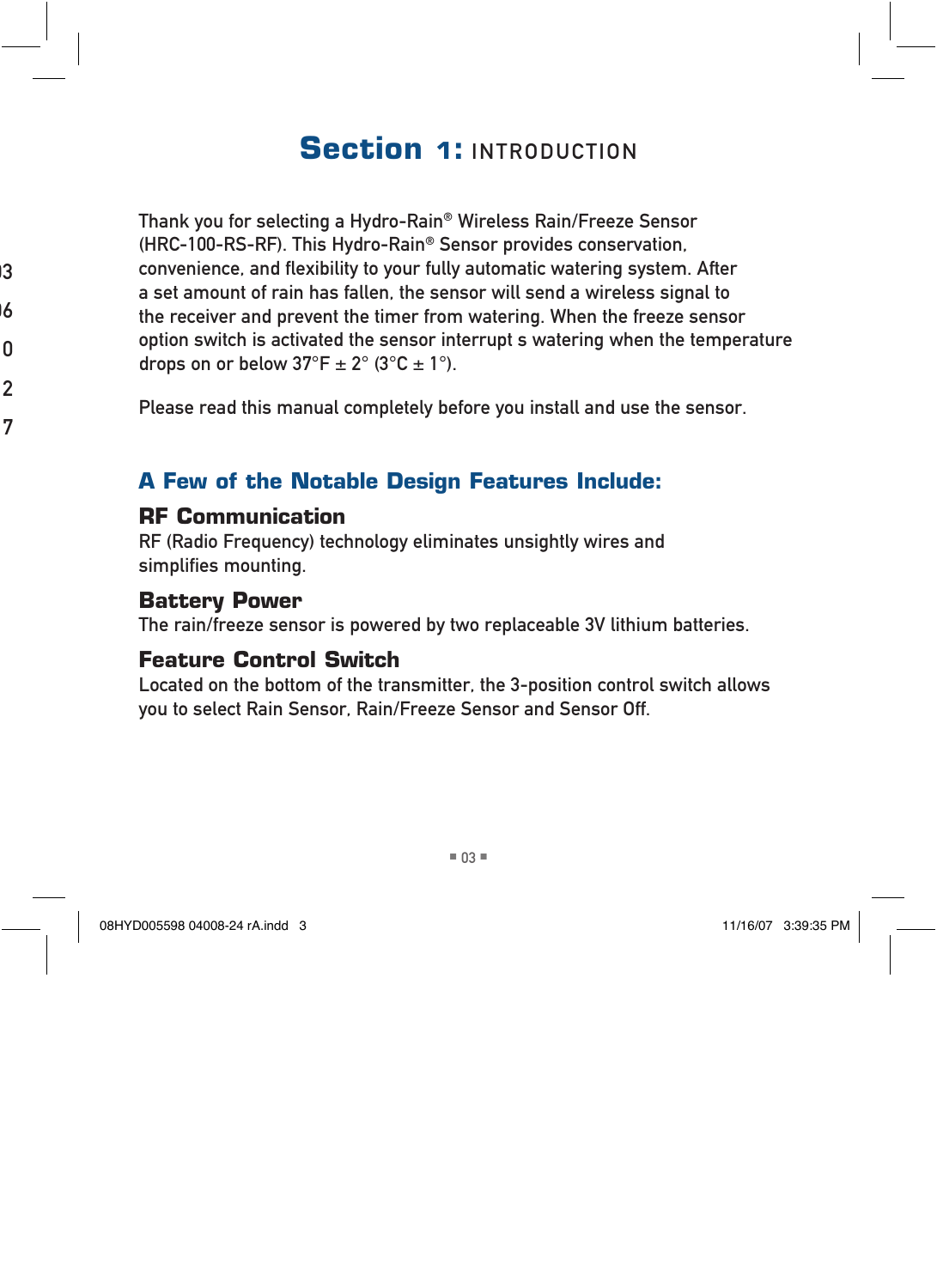# Section 1: INTRODUCTION

Thank you for selecting a Hydro-Rain® Wireless Rain/Freeze Sensor (HRC-100-RS-RF). This Hydro-Rain® Sensor provides conservation, convenience, and flexibility to your fully automatic watering system. After a set amount of rain has fallen, the sensor will send a wireless signal to the receiver and prevent the timer from watering. When the freeze sensor option switch is activated the sensor interrupt s watering when the temperature drops on or below 37°F ± 2° (3°C ± 1°).

Please read this manual completely before you install and use the sensor.

## A Few of the Notable Design Features Include:

### RF Communication

RF (Radio Frequency) technology eliminates unsightly wires and simplifies mounting.

### Battery Power

The rain/freeze sensor is powered by two replaceable 3V lithium batteries.

### Feature Control Switch

Located on the bottom of the transmitter, the 3-position control switch allows you to select Rain Sensor, Rain/Freeze Sensor and Sensor Off.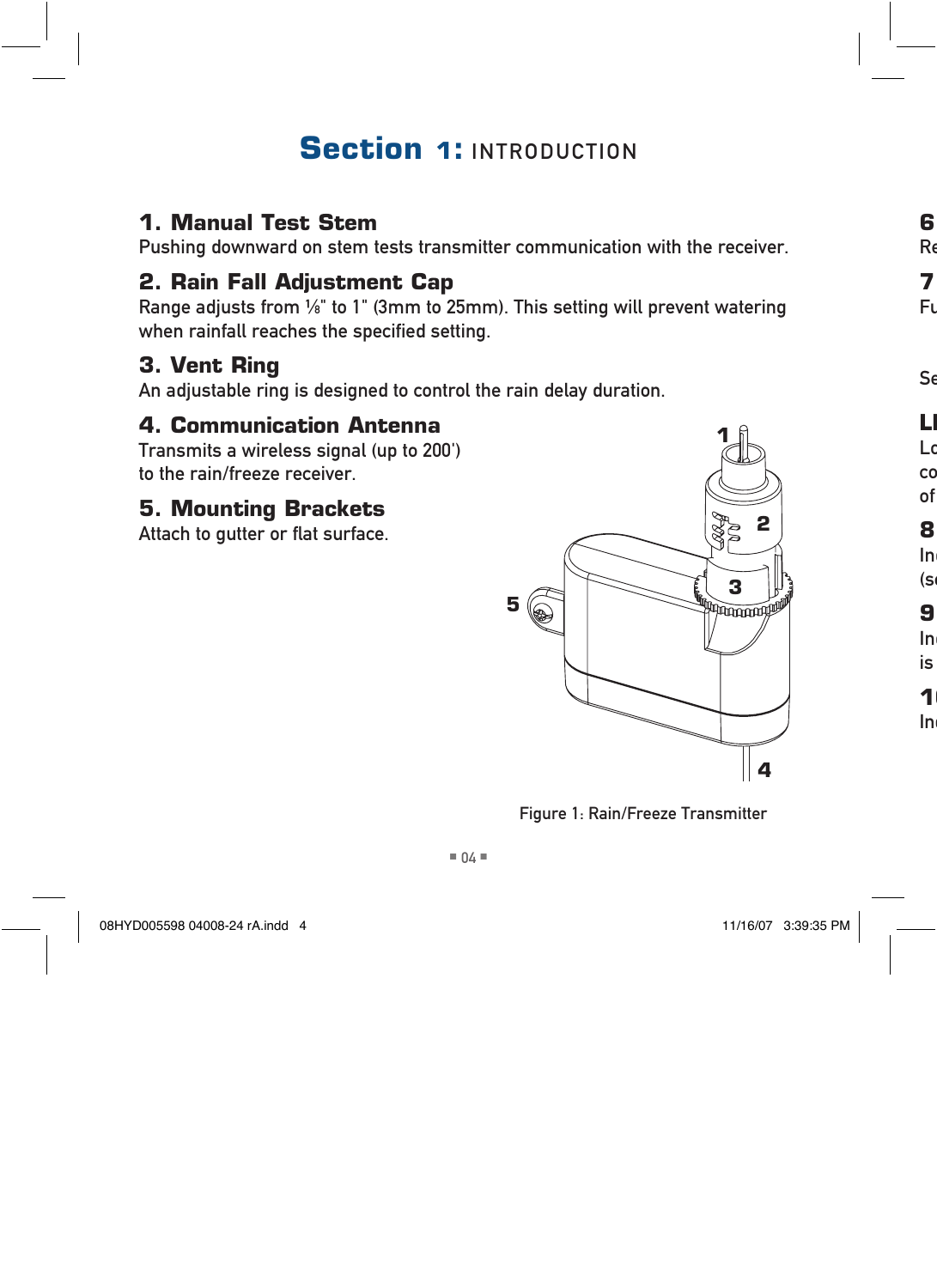# Section 1: INTRODUCTION

### 1. Manual Test Stem

Pushing downward on stem tests transmitter communication with the receiver.

### 2. Rain Fall Adjustment Cap

Range adjusts from ⅛" to 1" (3mm to 25mm). This setting will prevent watering when rainfall reaches the specified setting.

### 3. Vent Ring

An adjustable ring is designed to control the rain delay duration.

### 4. Communication Antenna

Transmits a wireless signal (up to 200') to the rain/freeze receiver.

### 5. Mounting Brackets

Attach to gutter or flat surface.

Figure 1: Rain/Freeze Transmitter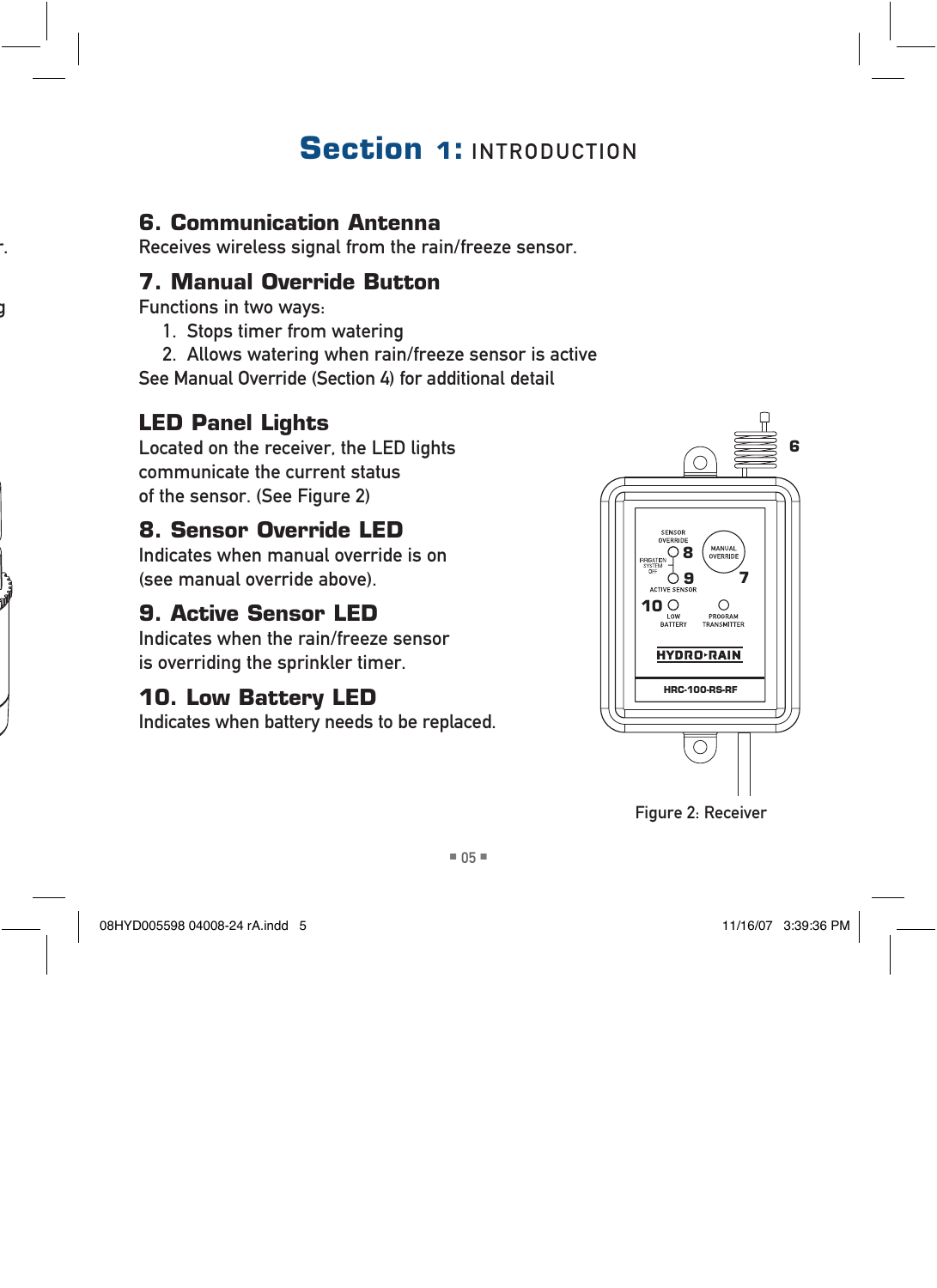# Section 1: INTRODUCTION

## 6. Communication Antenna

Receives wireless signal from the rain/freeze sensor.

## 7. Manual Override Button

Functions in two ways:

1. Stops timer from watering
2. Allows watering when rain/freeze sensor is active

See Manual Override (Section 4) for additional detail

## LED Panel Lights

Located on the receiver, the LED lights communicate the current status of the sensor. (See Figure 2)

## 8. Sensor Override LED

Indicates when manual override is on (see manual override above).

## 9. Active Sensor LED

Indicates when the rain/freeze sensor is overriding the sprinkler timer.

## 10. Low Battery LED

Indicates when battery needs to be replaced.

Figure 2: Receiver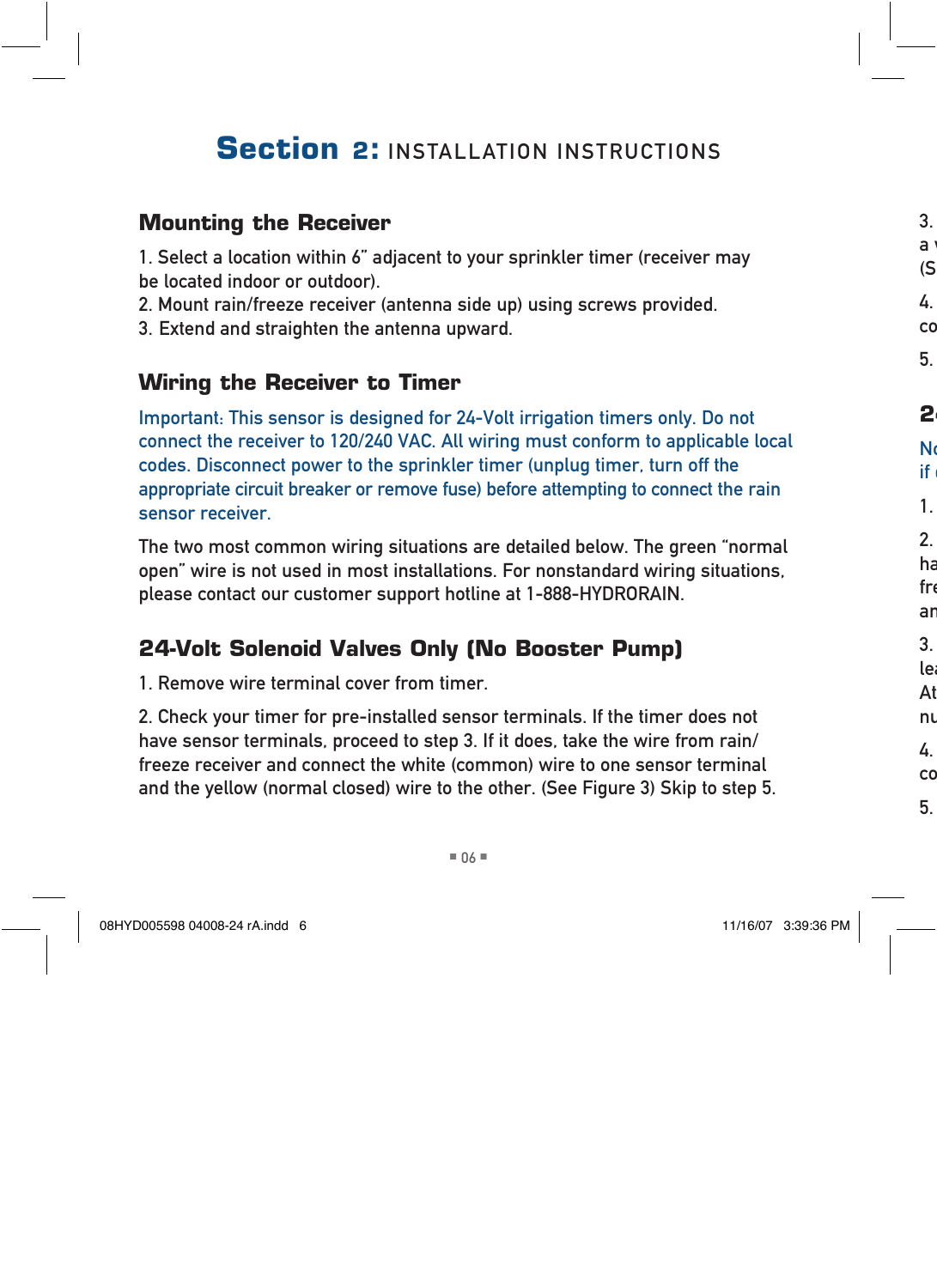# Section 2: INSTALLATION INSTRUCTIONS

## Mounting the Receiver

1. Select a location within 6" adjacent to your sprinkler timer (receiver may be located indoor or outdoor).
2. Mount rain/freeze receiver (antenna side up) using screws provided.
3. Extend and straighten the antenna upward.

## Wiring the Receiver to Timer

Important: This sensor is designed for 24-Volt irrigation timers only. Do not connect the receiver to 120/240 VAC. All wiring must conform to applicable local codes. Disconnect power to the sprinkler timer (unplug timer, turn off the appropriate circuit breaker or remove fuse) before attempting to connect the rain sensor receiver.

The two most common wiring situations are detailed below. The green "normal open" wire is not used in most installations. For nonstandard wiring situations, please contact our customer support hotline at 1-888-HYDRORAIN.

## 24-Volt Solenoid Valves Only (No Booster Pump)

1. Remove wire terminal cover from timer.

2. Check your timer for pre-installed sensor terminals. If the timer does not have sensor terminals, proceed to step 3. If it does, take the wire from rain/freeze receiver and connect the white (common) wire to one sensor terminal and the yellow (normal closed) wire to the other. (See Figure 3) Skip to step 5.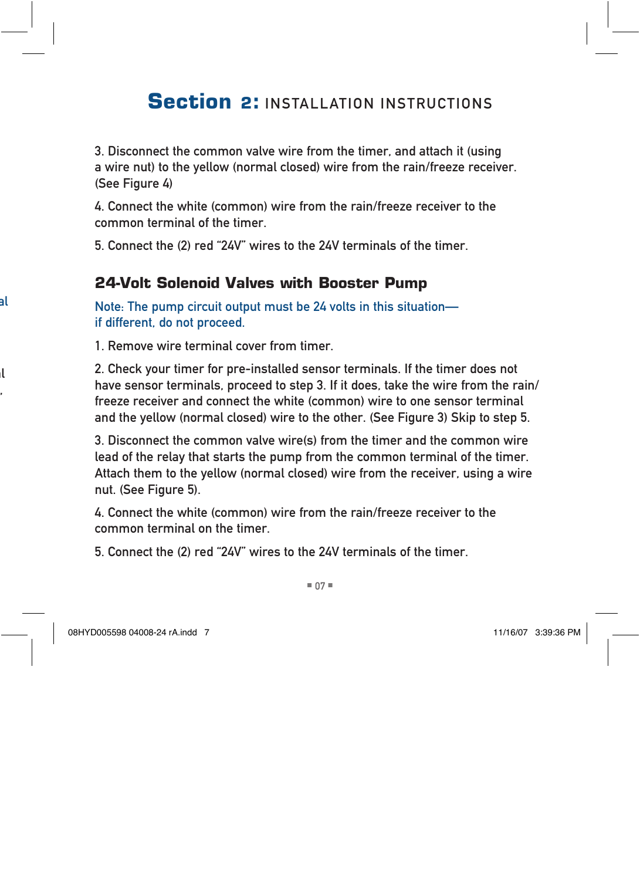# Section 2: INSTALLATION INSTRUCTIONS

3. Disconnect the common valve wire from the timer, and attach it (using a wire nut) to the yellow (normal closed) wire from the rain/freeze receiver. (See Figure 4)

4. Connect the white (common) wire from the rain/freeze receiver to the common terminal of the timer.

5. Connect the (2) red “24V” wires to the 24V terminals of the timer.

## 24-Volt Solenoid Valves with Booster Pump

Note: The pump circuit output must be 24 volts in this situation— if different, do not proceed.

1. Remove wire terminal cover from timer.

2. Check your timer for pre-installed sensor terminals. If the timer does not have sensor terminals, proceed to step 3. If it does, take the wire from the rain/freeze receiver and connect the white (common) wire to one sensor terminal and the yellow (normal closed) wire to the other. (See Figure 3) Skip to step 5.

3. Disconnect the common valve wire(s) from the timer and the common wire lead of the relay that starts the pump from the common terminal of the timer. Attach them to the yellow (normal closed) wire from the receiver, using a wire nut. (See Figure 5).

4. Connect the white (common) wire from the rain/freeze receiver to the common terminal on the timer.

5. Connect the (2) red “24V” wires to the 24V terminals of the timer.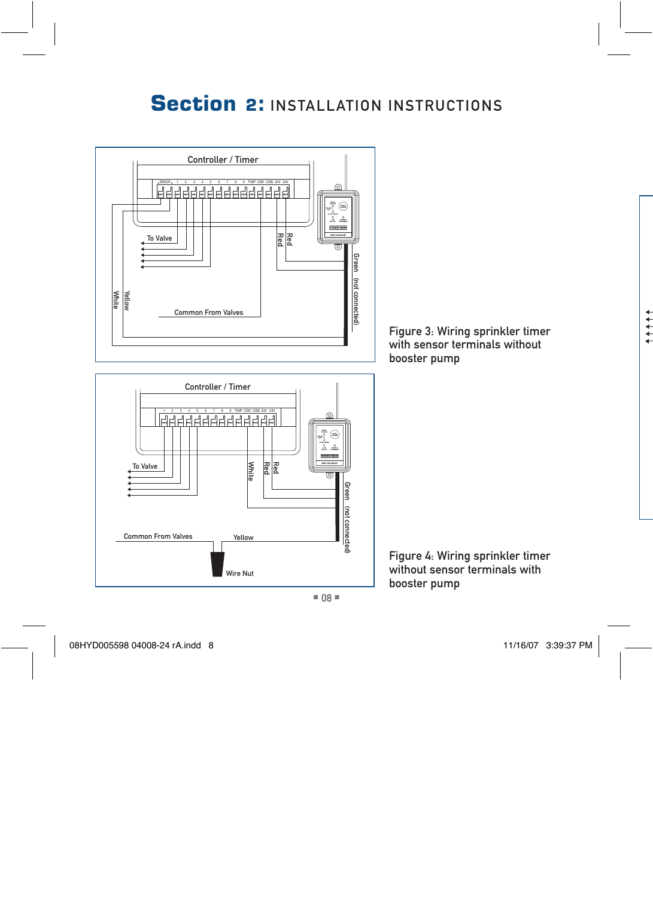# Section 2: INSTALLATION INSTRUCTIONS

Controller / Timer

SENSOR 1 2 3 4 5 6 7 8 9 PUMP COM1 COM2 24V 24V

To Valve

Red

Red

Green (not connected)

Yellow

White

Common From Valves

Figure 3: Wiring sprinkler timer with sensor terminals without booster pump

Controller / Timer

1 2 3 4 5 6 7 8 9 PUMP COM1 COM2 24V 24V

To Valve

White

Red

Red

Green (not connected)

Common From Valves

Yellow

Wire Nut

Figure 4: Wiring sprinkler timer without sensor terminals with booster pump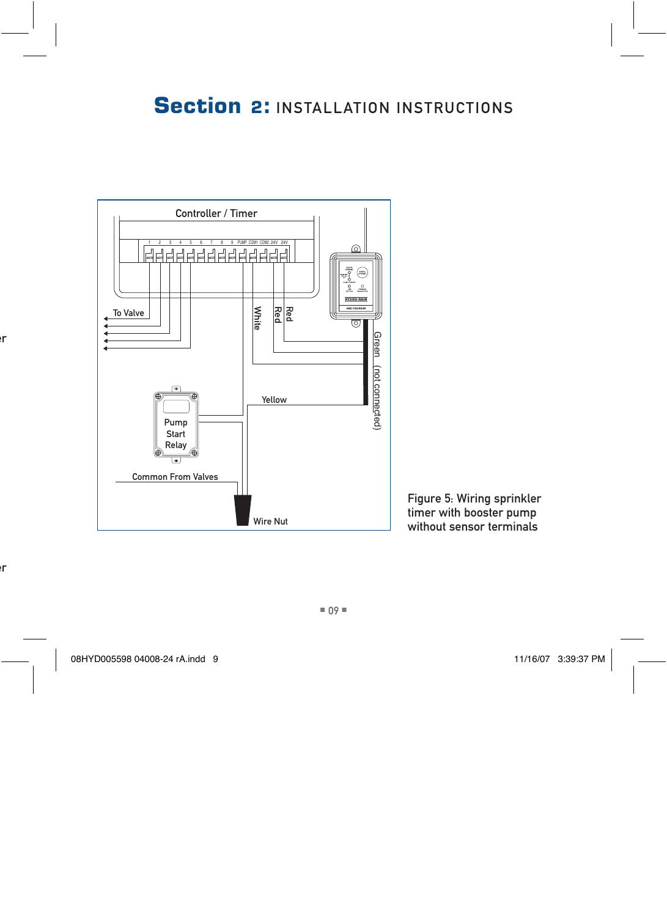## Section 2: INSTALLATION INSTRUCTIONS

Controller / Timer

1 2 3 4 5 6 7 8 9 PUMP COM1 COM2 24V 24V

To Valve

White

Red

Red

Green (not connected)

Yellow

Pump Start Relay

Common From Valves

Wire Nut

Figure 5: Wiring sprinkler timer with booster pump without sensor terminals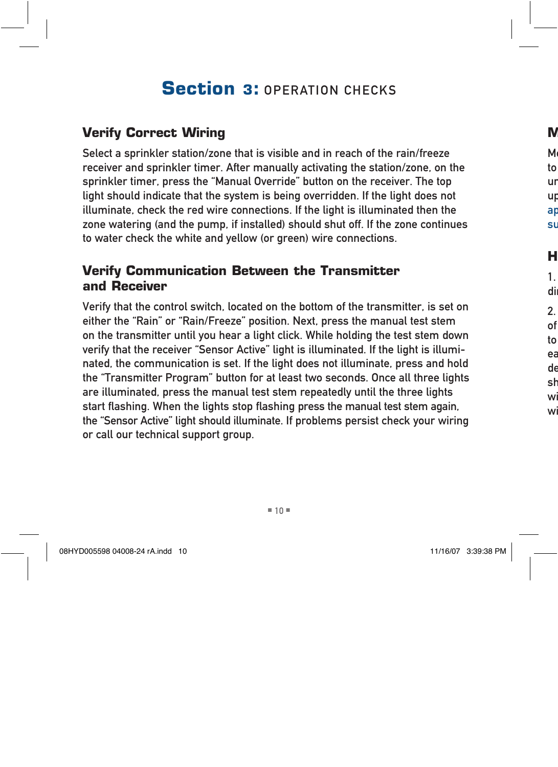# Section 3: OPERATION CHECKS

## Verify Correct Wiring

Select a sprinkler station/zone that is visible and in reach of the rain/freeze receiver and sprinkler timer. After manually activating the station/zone, on the sprinkler timer, press the "Manual Override" button on the receiver. The top light should indicate that the system is being overridden. If the light does not illuminate, check the red wire connections. If the light is illuminated then the zone watering (and the pump, if installed) should shut off. If the zone continues to water check the white and yellow (or green) wire connections.

## Verify Communication Between the Transmitter and Receiver

Verify that the control switch, located on the bottom of the transmitter, is set on either the "Rain" or "Rain/Freeze" position. Next, press the manual test stem on the transmitter until you hear a light click. While holding the test stem down verify that the receiver "Sensor Active" light is illuminated. If the light is illuminated, the communication is set. If the light does not illuminate, press and hold the "Transmitter Program" button for at least two seconds. Once all three lights are illuminated, press the manual test stem repeatedly until the three lights start flashing. When the lights stop flashing press the manual test stem again, the "Sensor Active" light should illuminate. If problems persist check your wiring or call our technical support group.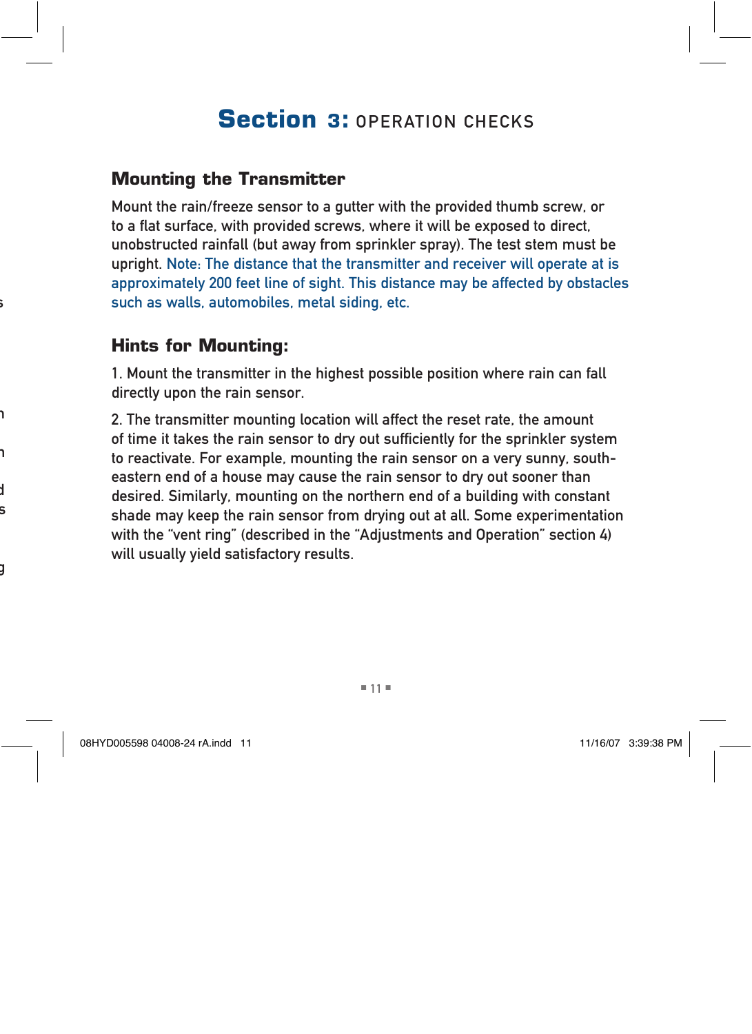# Section 3: OPERATION CHECKS

## Mounting the Transmitter

Mount the rain/freeze sensor to a gutter with the provided thumb screw, or to a flat surface, with provided screws, where it will be exposed to direct, unobstructed rainfall (but away from sprinkler spray). The test stem must be upright. Note: The distance that the transmitter and receiver will operate at is approximately 200 feet line of sight. This distance may be affected by obstacles such as walls, automobiles, metal siding, etc.

## Hints for Mounting:

1. Mount the transmitter in the highest possible position where rain can fall directly upon the rain sensor.

2. The transmitter mounting location will affect the reset rate, the amount of time it takes the rain sensor to dry out sufficiently for the sprinkler system to reactivate. For example, mounting the rain sensor on a very sunny, south-eastern end of a house may cause the rain sensor to dry out sooner than desired. Similarly, mounting on the northern end of a building with constant shade may keep the rain sensor from drying out at all. Some experimentation with the “vent ring” (described in the “Adjustments and Operation” section 4) will usually yield satisfactory results.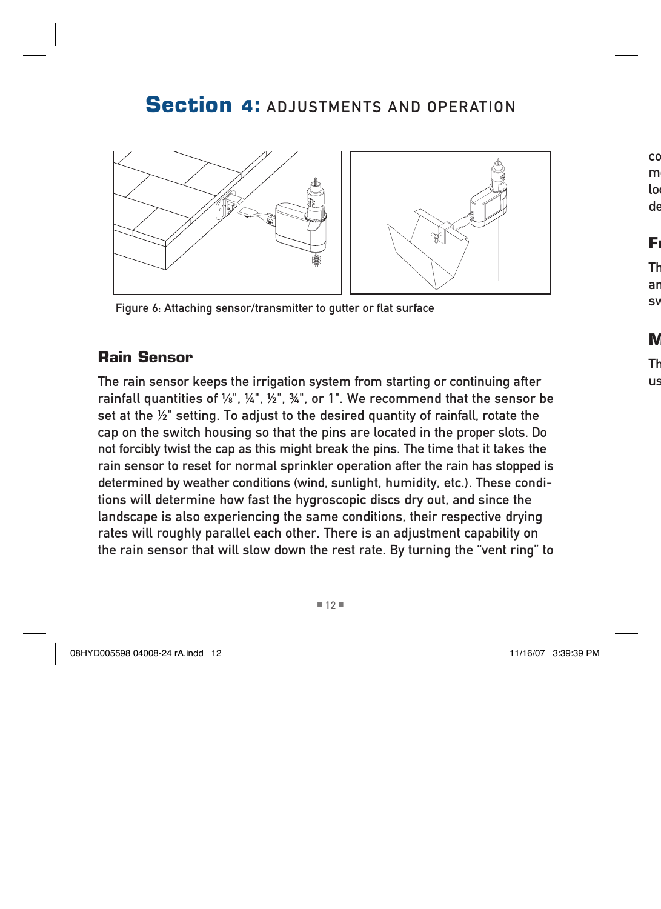# Section 4: ADJUSTMENTS AND OPERATION

Figure 6: Attaching sensor/transmitter to gutter or flat surface

## Rain Sensor

The rain sensor keeps the irrigation system from starting or continuing after rainfall quantities of ⅛", ¼", ½", ¾", or 1". We recommend that the sensor be set at the ½" setting. To adjust to the desired quantity of rainfall, rotate the cap on the switch housing so that the pins are located in the proper slots. Do not forcibly twist the cap as this might break the pins. The time that it takes the rain sensor to reset for normal sprinkler operation after the rain has stopped is determined by weather conditions (wind, sunlight, humidity, etc.). These conditions will determine how fast the hygroscopic discs dry out, and since the landscape is also experiencing the same conditions, their respective drying rates will roughly parallel each other. There is an adjustment capability on the rain sensor that will slow down the rest rate. By turning the “vent ring” to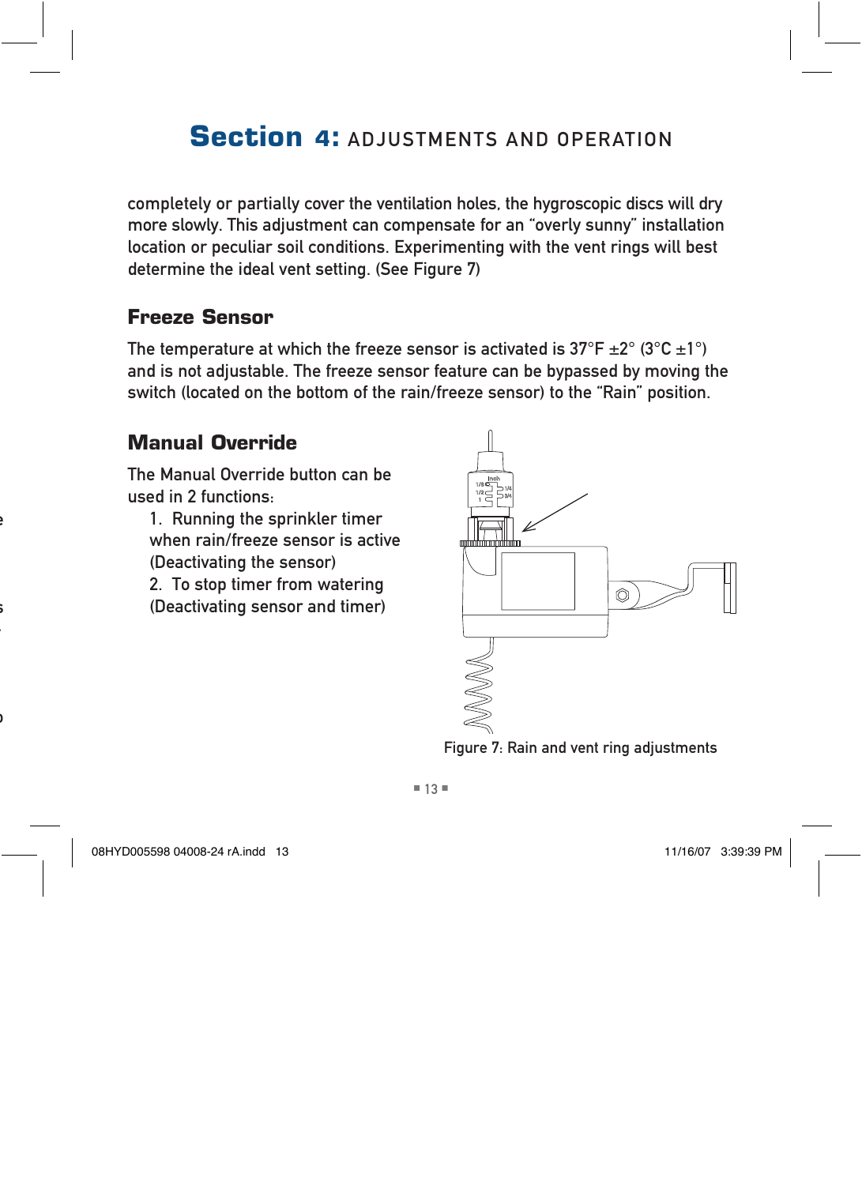completely or partially cover the ventilation holes, the hygroscopic discs will dry more slowly. This adjustment can compensate for an “overly sunny” installation location or peculiar soil conditions. Experimenting with the vent rings will best determine the ideal vent setting. (See Figure 7)

## Freeze Sensor

The temperature at which the freeze sensor is activated is 37°F ±2° (3°C ±1°) and is not adjustable. The freeze sensor feature can be bypassed by moving the switch (located on the bottom of the rain/freeze sensor) to the “Rain” position.

## Manual Override

The Manual Override button can be used in 2 functions:

1. Running the sprinkler timer when rain/freeze sensor is active (Deactivating the sensor)
2. To stop timer from watering (Deactivating sensor and timer)

Figure 7: Rain and vent ring adjustments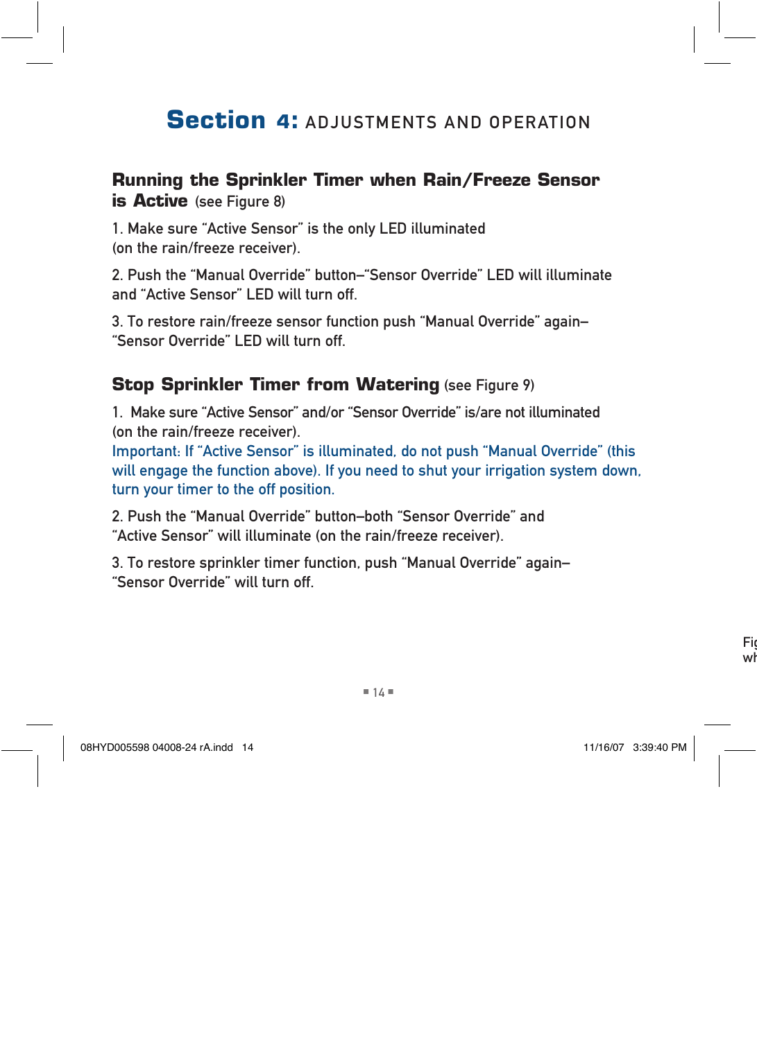# Section 4: ADJUSTMENTS AND OPERATION

## Running the Sprinkler Timer when Rain/Freeze Sensor is Active (see Figure 8)

1. Make sure “Active Sensor” is the only LED illuminated (on the rain/freeze receiver).

2. Push the “Manual Override” button–“Sensor Override” LED will illuminate and “Active Sensor” LED will turn off.

3. To restore rain/freeze sensor function push “Manual Override” again–“Sensor Override” LED will turn off.

## Stop Sprinkler Timer from Watering (see Figure 9)

1. Make sure “Active Sensor” and/or “Sensor Override” is/are not illuminated (on the rain/freeze receiver).

Important: If “Active Sensor” is illuminated, do not push “Manual Override” (this will engage the function above). If you need to shut your irrigation system down, turn your timer to the off position.

2. Push the “Manual Override” button–both “Sensor Override” and “Active Sensor” will illuminate (on the rain/freeze receiver).

3. To restore sprinkler timer function, push “Manual Override” again–“Sensor Override” will turn off.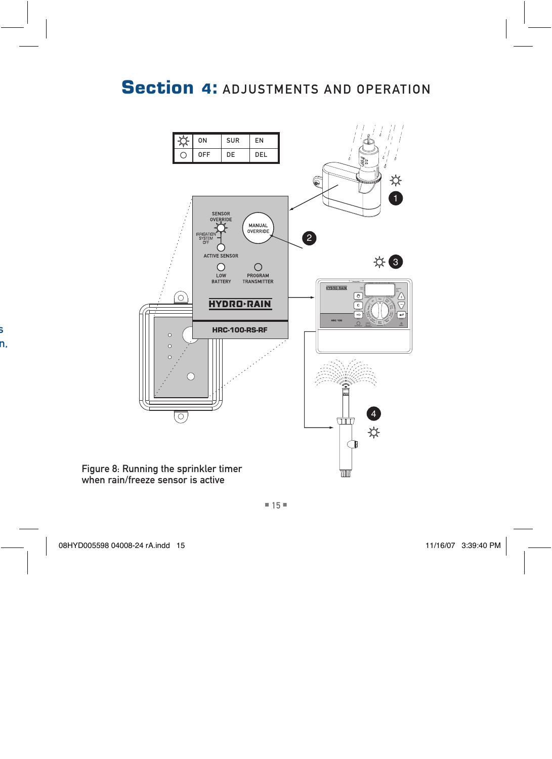# Section 4: ADJUSTMENTS AND OPERATION

| ☼ | ON | SUR | EN |
|---|---|---|---|
| ○ | OFF | DE | DEL |

SENSOR OVERRIDE

MANUAL OVERRIDE

IRRIGATION SYSTEM OFF

ACTIVE SENSOR

LOW BATTERY

PROGRAM TRANSMITTER

HYDRO-RAIN

HRC-100-RS-RF

Figure 8: Running the sprinkler timer when rain/freeze sensor is active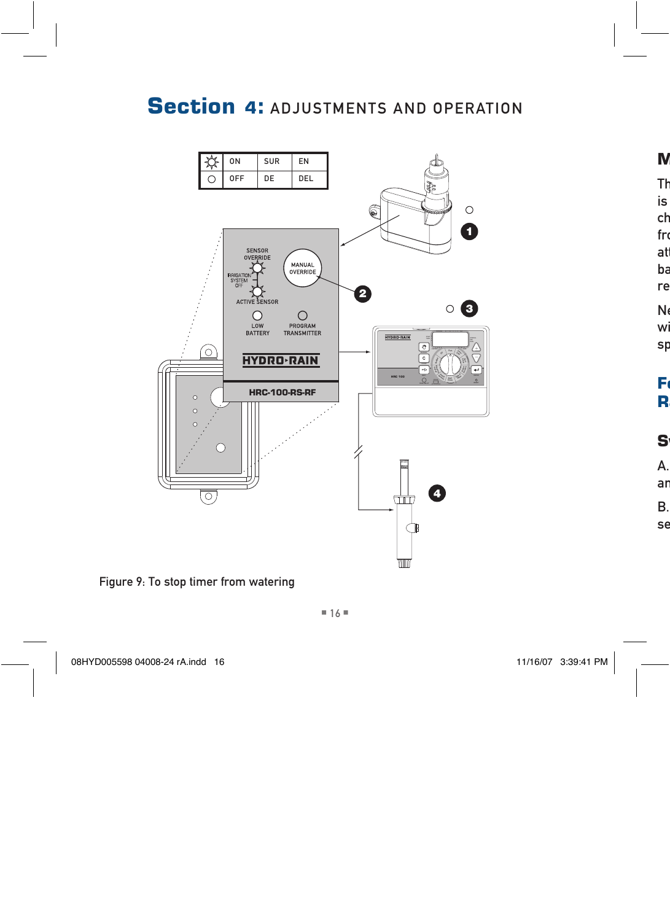# Section 4: ADJUSTMENTS AND OPERATION

| ☼ | ON | SUR | EN |
|---|---|---|---|
| ○ | OFF | DE | DEL |

SENSOR OVERRIDE

MANUAL OVERRIDE

IRRIGATION SYSTEM OFF

ACTIVE SENSOR

LOW BATTERY

PROGRAM TRANSMITTER

HYDRO-RAIN

HRC-100-RS-RF

Figure 9: To stop timer from watering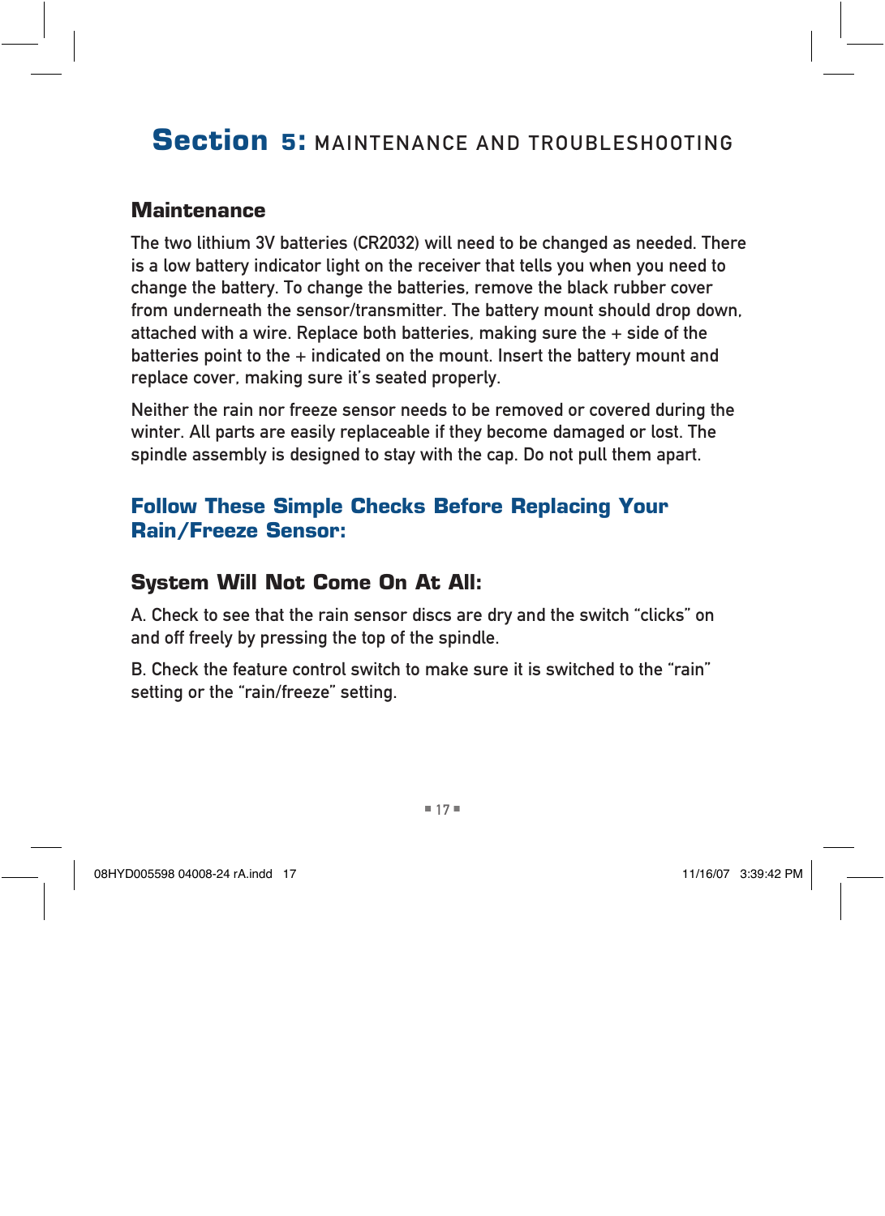# Section 5: MAINTENANCE AND TROUBLESHOOTING

## Maintenance

The two lithium 3V batteries (CR2032) will need to be changed as needed. There is a low battery indicator light on the receiver that tells you when you need to change the battery. To change the batteries, remove the black rubber cover from underneath the sensor/transmitter. The battery mount should drop down, attached with a wire. Replace both batteries, making sure the + side of the batteries point to the + indicated on the mount. Insert the battery mount and replace cover, making sure it's seated properly.

Neither the rain nor freeze sensor needs to be removed or covered during the winter. All parts are easily replaceable if they become damaged or lost. The spindle assembly is designed to stay with the cap. Do not pull them apart.

## Follow These Simple Checks Before Replacing Your Rain/Freeze Sensor:

### System Will Not Come On At All:

A. Check to see that the rain sensor discs are dry and the switch "clicks" on and off freely by pressing the top of the spindle.

B. Check the feature control switch to make sure it is switched to the "rain" setting or the "rain/freeze" setting.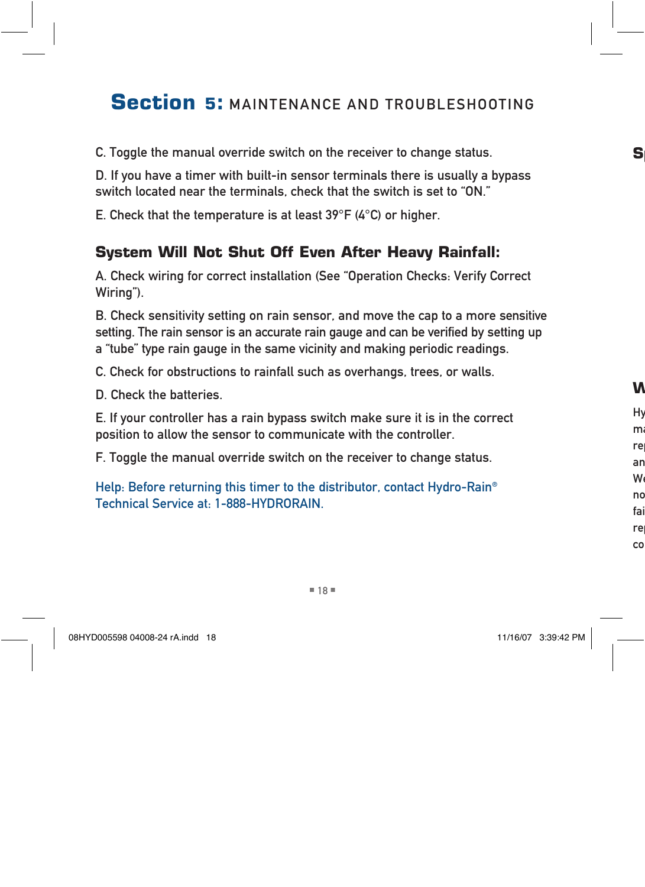# Section 5: MAINTENANCE AND TROUBLESHOOTING

C. Toggle the manual override switch on the receiver to change status.

D. If you have a timer with built-in sensor terminals there is usually a bypass switch located near the terminals, check that the switch is set to "ON."

E. Check that the temperature is at least 39°F (4°C) or higher.

## System Will Not Shut Off Even After Heavy Rainfall:

A. Check wiring for correct installation (See "Operation Checks: Verify Correct Wiring").

B. Check sensitivity setting on rain sensor, and move the cap to a more sensitive setting. The rain sensor is an accurate rain gauge and can be verified by setting up a "tube" type rain gauge in the same vicinity and making periodic readings.

C. Check for obstructions to rainfall such as overhangs, trees, or walls.

D. Check the batteries.

E. If your controller has a rain bypass switch make sure it is in the correct position to allow the sensor to communicate with the controller.

F. Toggle the manual override switch on the receiver to change status.

Help: Before returning this timer to the distributor, contact Hydro-Rain® Technical Service at: 1-888-HYDRORAIN.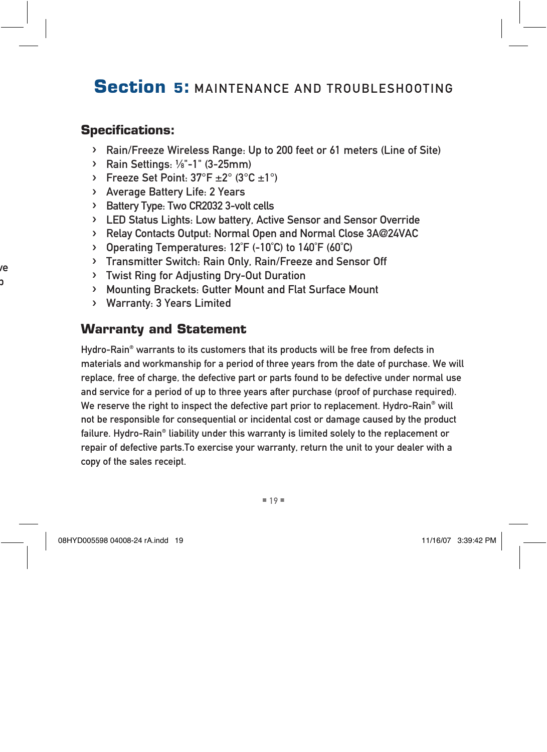# Section 5: MAINTENANCE AND TROUBLESHOOTING

## Specifications:

- Rain/Freeze Wireless Range: Up to 200 feet or 61 meters (Line of Site)
- Rain Settings: ⅛"-1" (3-25mm)
- Freeze Set Point: 37°F ±2° (3°C ±1°)
- Average Battery Life: 2 Years
- Battery Type: Two CR2032 3-volt cells
- LED Status Lights: Low battery, Active Sensor and Sensor Override
- Relay Contacts Output: Normal Open and Normal Close 3A@24VAC
- Operating Temperatures: 12˚F (-10˚C) to 140˚F (60˚C)
- Transmitter Switch: Rain Only, Rain/Freeze and Sensor Off
- Twist Ring for Adjusting Dry-Out Duration
- Mounting Brackets: Gutter Mount and Flat Surface Mount
- Warranty: 3 Years Limited

## Warranty and Statement

Hydro-Rain® warrants to its customers that its products will be free from defects in materials and workmanship for a period of three years from the date of purchase. We will replace, free of charge, the defective part or parts found to be defective under normal use and service for a period of up to three years after purchase (proof of purchase required). We reserve the right to inspect the defective part prior to replacement. Hydro-Rain® will not be responsible for consequential or incidental cost or damage caused by the product failure. Hydro-Rain® liability under this warranty is limited solely to the replacement or repair of defective parts.To exercise your warranty, return the unit to your dealer with a copy of the sales receipt.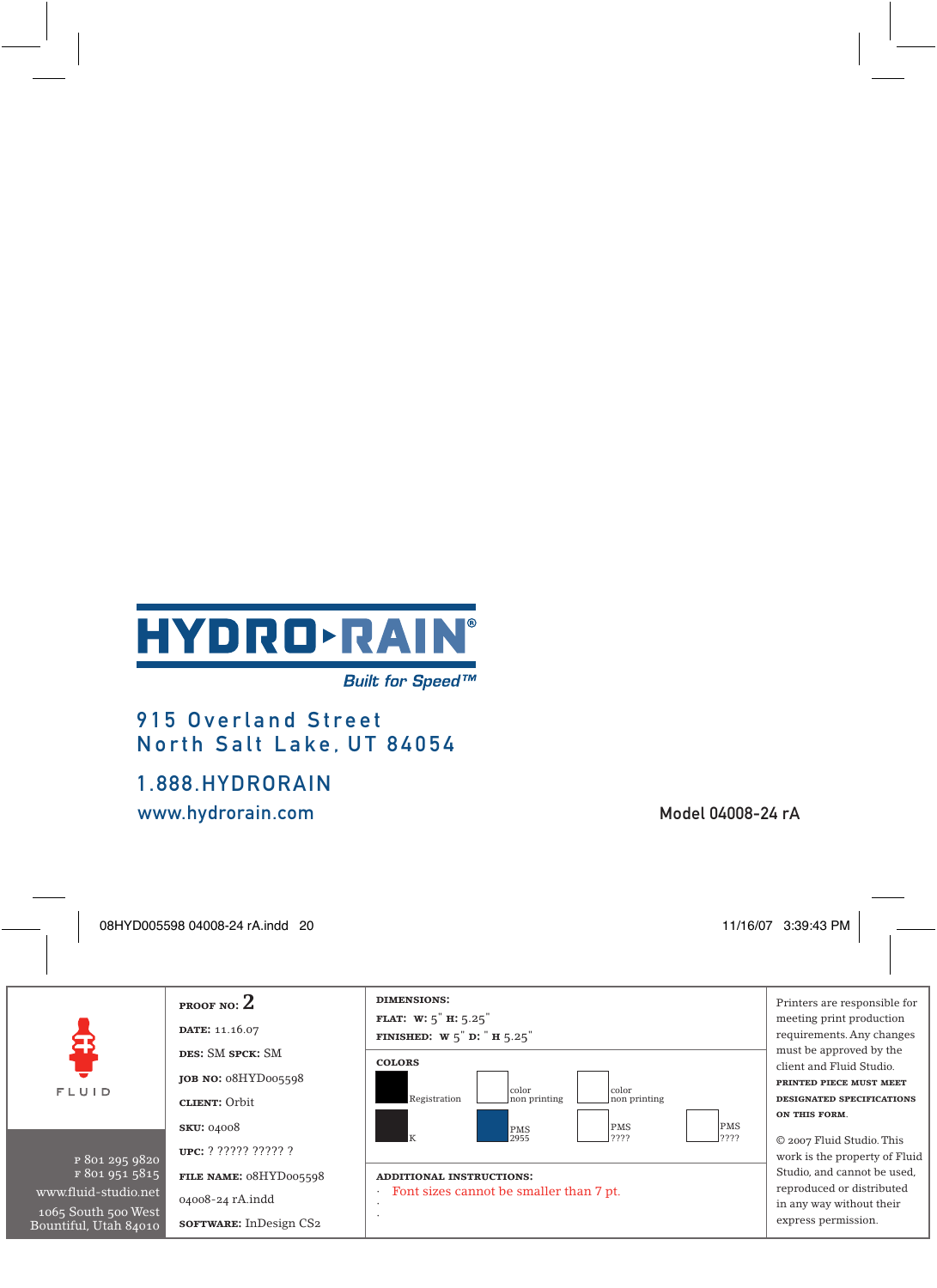HYDRO▸RAIN®

*Built for Speed™*

915 Overland Street
North Salt Lake, UT 84054

1.888.HYDRORAIN

www.hydrorain.com

Model 04008-24 rA

08HYD005598 04008-24 rA.indd 20

11/16/07 3:39:43 PM

| | | | |
|---|---|---|---|
| FLUID<br><br>P 801 295 9820<br>F 801 951 5815<br>www.fluid-studio.net<br>1065 South 500 West<br>Bountiful, Utah 84010 | **PROOF NO:** 2<br>**DATE:** 11.16.07<br>**DES:** SM **SPCK:** SM<br>**JOB NO:** 08HYD005598<br>**CLIENT:** Orbit<br>**SKU:** 04008<br>**UPC:** ? ????? ????? ?<br>**FILE NAME:** 08HYD005598 04008-24 rA.indd<br>**SOFTWARE:** InDesign CS2 | **DIMENSIONS:**<br>**FLAT: W:** 5" **H:** 5.25"<br>**FINISHED: W** 5" **D:** " **H** 5.25"<br>**COLORS**<br>Registration · color non printing · color non printing<br>K · PMS 2955 · PMS ???? · PMS ????<br>**ADDITIONAL INSTRUCTIONS:**<br>· Font sizes cannot be smaller than 7 pt.<br>·<br>· | Printers are responsible for meeting print production requirements. Any changes must be approved by the client and Fluid Studio.<br>**PRINTED PIECE MUST MEET DESIGNATED SPECIFICATIONS ON THIS FORM.**<br>© 2007 Fluid Studio. This work is the property of Fluid Studio, and cannot be used, reproduced or distributed in any way without their express permission. |